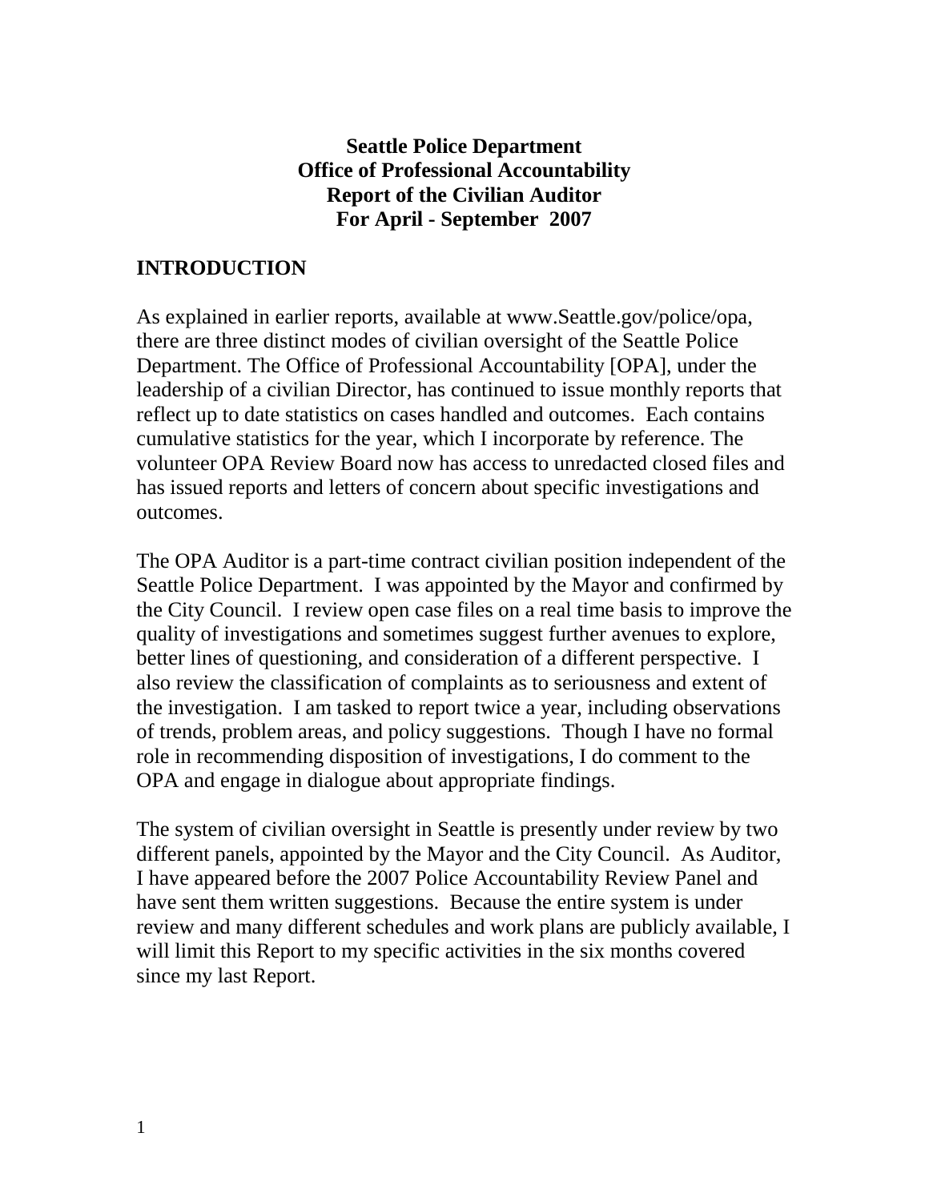**Seattle Police Department**
**Office of Professional Accountability**
**Report of the Civilian Auditor**
**For April - September 2007**

## INTRODUCTION

As explained in earlier reports, available at www.Seattle.gov/police/opa, there are three distinct modes of civilian oversight of the Seattle Police Department. The Office of Professional Accountability [OPA], under the leadership of a civilian Director, has continued to issue monthly reports that reflect up to date statistics on cases handled and outcomes. Each contains cumulative statistics for the year, which I incorporate by reference. The volunteer OPA Review Board now has access to unredacted closed files and has issued reports and letters of concern about specific investigations and outcomes.

The OPA Auditor is a part-time contract civilian position independent of the Seattle Police Department. I was appointed by the Mayor and confirmed by the City Council. I review open case files on a real time basis to improve the quality of investigations and sometimes suggest further avenues to explore, better lines of questioning, and consideration of a different perspective. I also review the classification of complaints as to seriousness and extent of the investigation. I am tasked to report twice a year, including observations of trends, problem areas, and policy suggestions. Though I have no formal role in recommending disposition of investigations, I do comment to the OPA and engage in dialogue about appropriate findings.

The system of civilian oversight in Seattle is presently under review by two different panels, appointed by the Mayor and the City Council. As Auditor, I have appeared before the 2007 Police Accountability Review Panel and have sent them written suggestions. Because the entire system is under review and many different schedules and work plans are publicly available, I will limit this Report to my specific activities in the six months covered since my last Report.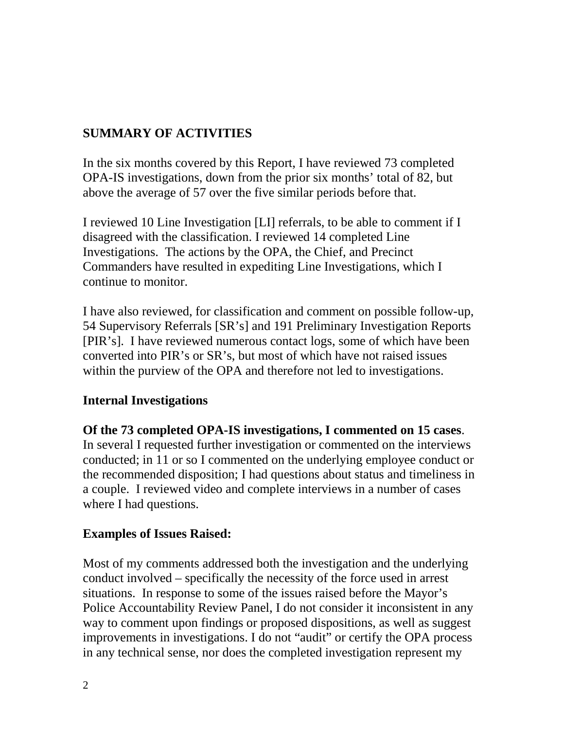## SUMMARY OF ACTIVITIES

In the six months covered by this Report, I have reviewed 73 completed OPA-IS investigations, down from the prior six months' total of 82, but above the average of 57 over the five similar periods before that.

I reviewed 10 Line Investigation [LI] referrals, to be able to comment if I disagreed with the classification. I reviewed 14 completed Line Investigations. The actions by the OPA, the Chief, and Precinct Commanders have resulted in expediting Line Investigations, which I continue to monitor.

I have also reviewed, for classification and comment on possible follow-up, 54 Supervisory Referrals [SR's] and 191 Preliminary Investigation Reports [PIR's]. I have reviewed numerous contact logs, some of which have been converted into PIR's or SR's, but most of which have not raised issues within the purview of the OPA and therefore not led to investigations.

### Internal Investigations

**Of the 73 completed OPA-IS investigations, I commented on 15 cases**. In several I requested further investigation or commented on the interviews conducted; in 11 or so I commented on the underlying employee conduct or the recommended disposition; I had questions about status and timeliness in a couple. I reviewed video and complete interviews in a number of cases where I had questions.

### Examples of Issues Raised:

Most of my comments addressed both the investigation and the underlying conduct involved – specifically the necessity of the force used in arrest situations. In response to some of the issues raised before the Mayor's Police Accountability Review Panel, I do not consider it inconsistent in any way to comment upon findings or proposed dispositions, as well as suggest improvements in investigations. I do not "audit" or certify the OPA process in any technical sense, nor does the completed investigation represent my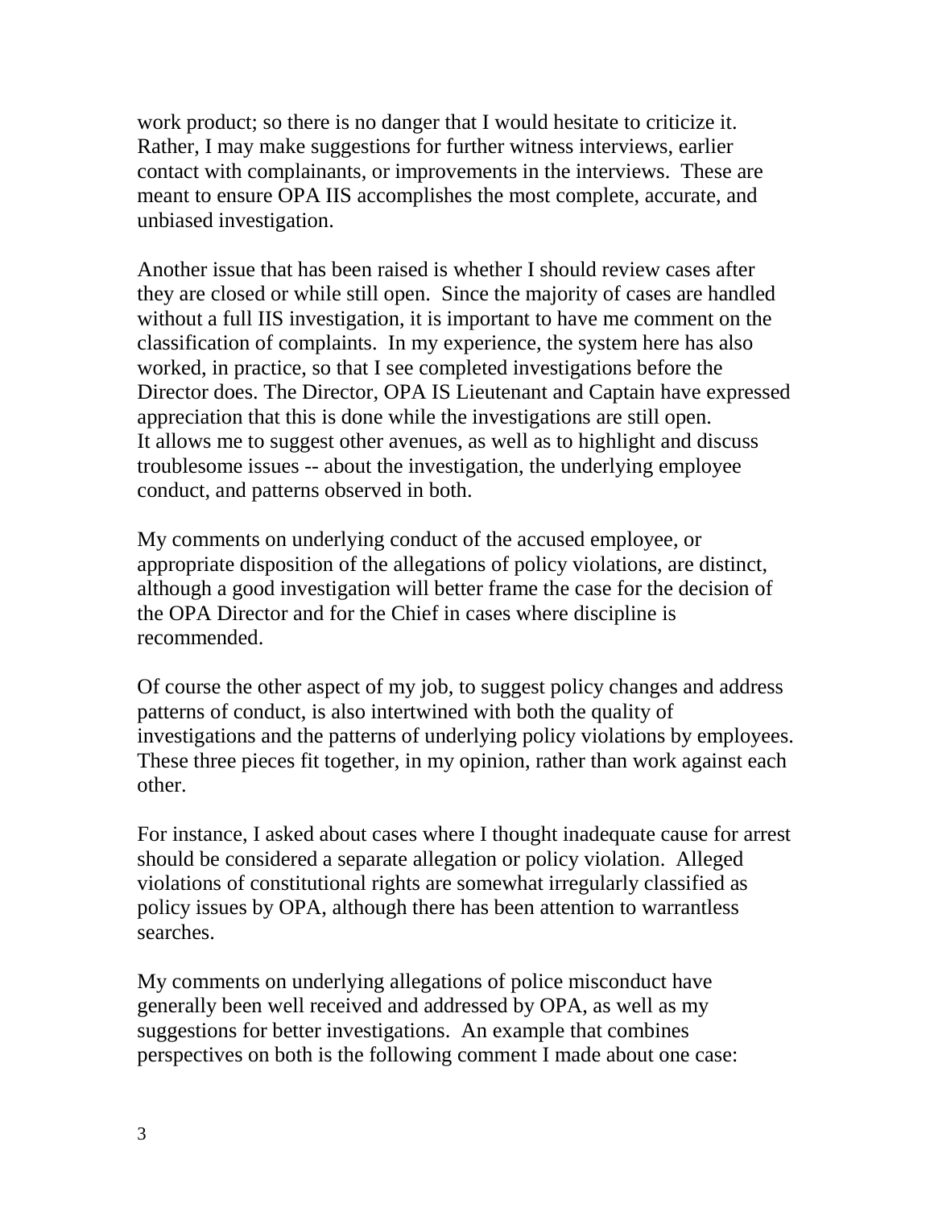work product; so there is no danger that I would hesitate to criticize it. Rather, I may make suggestions for further witness interviews, earlier contact with complainants, or improvements in the interviews. These are meant to ensure OPA IIS accomplishes the most complete, accurate, and unbiased investigation.

Another issue that has been raised is whether I should review cases after they are closed or while still open. Since the majority of cases are handled without a full IIS investigation, it is important to have me comment on the classification of complaints. In my experience, the system here has also worked, in practice, so that I see completed investigations before the Director does. The Director, OPA IS Lieutenant and Captain have expressed appreciation that this is done while the investigations are still open. It allows me to suggest other avenues, as well as to highlight and discuss troublesome issues -- about the investigation, the underlying employee conduct, and patterns observed in both.

My comments on underlying conduct of the accused employee, or appropriate disposition of the allegations of policy violations, are distinct, although a good investigation will better frame the case for the decision of the OPA Director and for the Chief in cases where discipline is recommended.

Of course the other aspect of my job, to suggest policy changes and address patterns of conduct, is also intertwined with both the quality of investigations and the patterns of underlying policy violations by employees. These three pieces fit together, in my opinion, rather than work against each other.

For instance, I asked about cases where I thought inadequate cause for arrest should be considered a separate allegation or policy violation. Alleged violations of constitutional rights are somewhat irregularly classified as policy issues by OPA, although there has been attention to warrantless searches.

My comments on underlying allegations of police misconduct have generally been well received and addressed by OPA, as well as my suggestions for better investigations. An example that combines perspectives on both is the following comment I made about one case: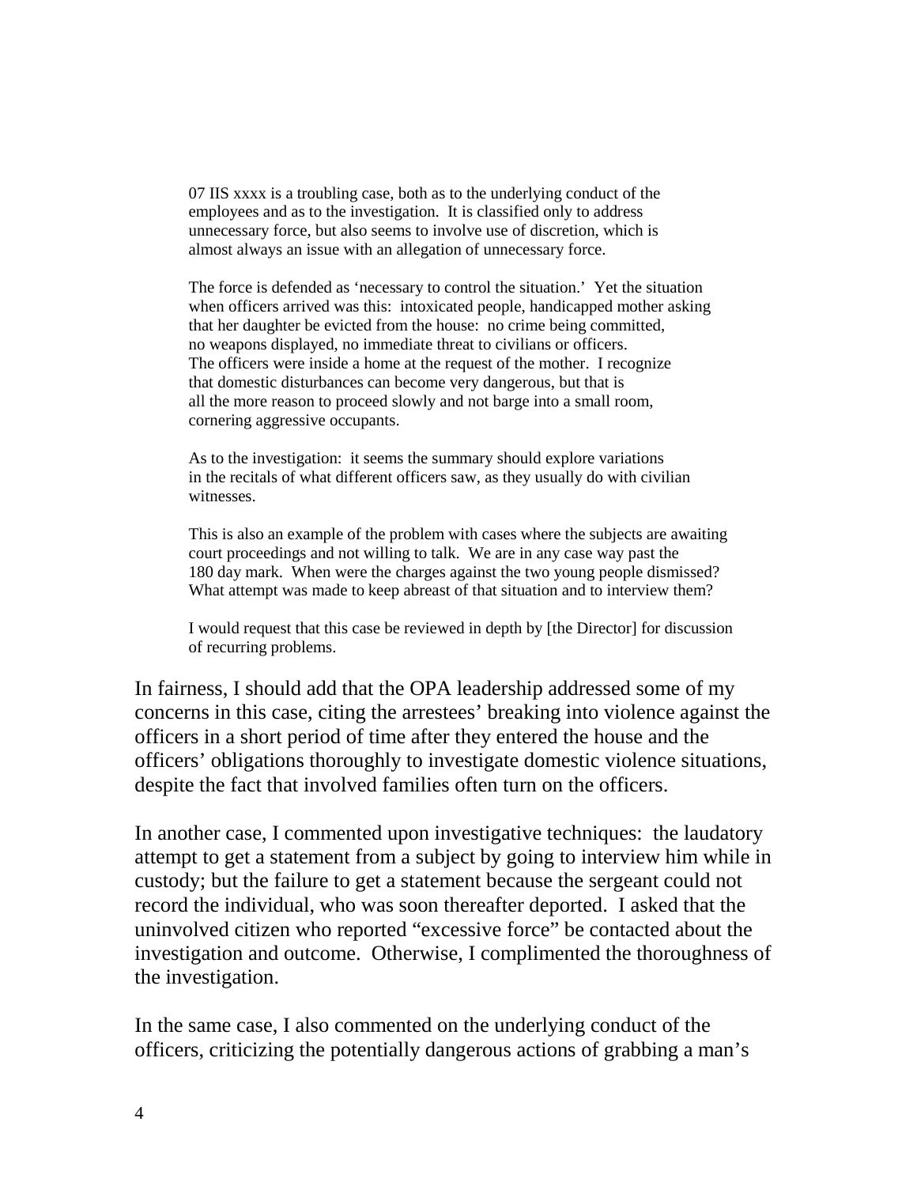> 07 IIS xxxx is a troubling case, both as to the underlying conduct of the employees and as to the investigation. It is classified only to address unnecessary force, but also seems to involve use of discretion, which is almost always an issue with an allegation of unnecessary force.
>
> The force is defended as 'necessary to control the situation.' Yet the situation when officers arrived was this: intoxicated people, handicapped mother asking that her daughter be evicted from the house: no crime being committed, no weapons displayed, no immediate threat to civilians or officers. The officers were inside a home at the request of the mother. I recognize that domestic disturbances can become very dangerous, but that is all the more reason to proceed slowly and not barge into a small room, cornering aggressive occupants.
>
> As to the investigation: it seems the summary should explore variations in the recitals of what different officers saw, as they usually do with civilian witnesses.
>
> This is also an example of the problem with cases where the subjects are awaiting court proceedings and not willing to talk. We are in any case way past the 180 day mark. When were the charges against the two young people dismissed? What attempt was made to keep abreast of that situation and to interview them?
>
> I would request that this case be reviewed in depth by [the Director] for discussion of recurring problems.

In fairness, I should add that the OPA leadership addressed some of my concerns in this case, citing the arrestees' breaking into violence against the officers in a short period of time after they entered the house and the officers' obligations thoroughly to investigate domestic violence situations, despite the fact that involved families often turn on the officers.

In another case, I commented upon investigative techniques: the laudatory attempt to get a statement from a subject by going to interview him while in custody; but the failure to get a statement because the sergeant could not record the individual, who was soon thereafter deported. I asked that the uninvolved citizen who reported "excessive force" be contacted about the investigation and outcome. Otherwise, I complimented the thoroughness of the investigation.

In the same case, I also commented on the underlying conduct of the officers, criticizing the potentially dangerous actions of grabbing a man's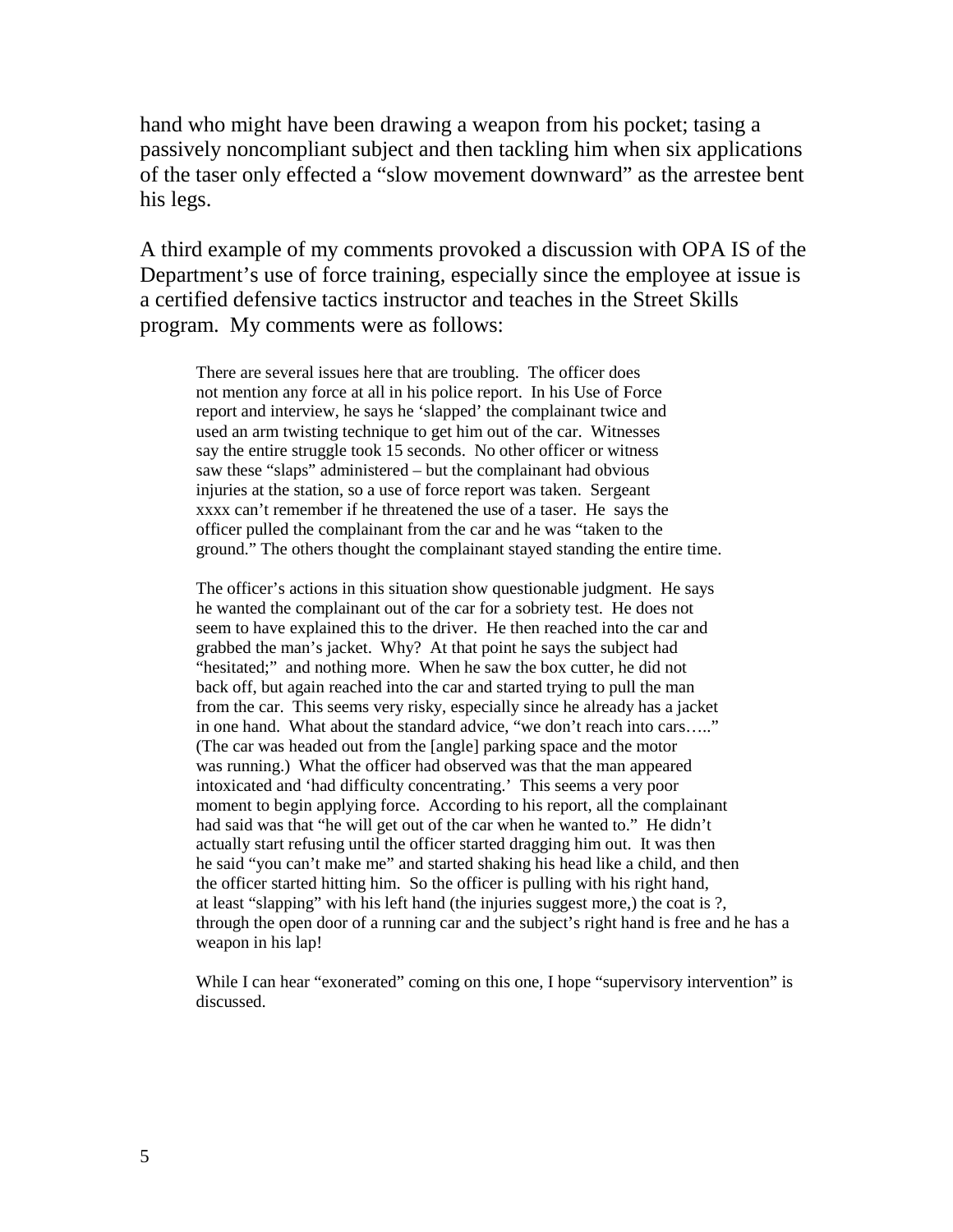hand who might have been drawing a weapon from his pocket; tasing a passively noncompliant subject and then tackling him when six applications of the taser only effected a "slow movement downward" as the arrestee bent his legs.

A third example of my comments provoked a discussion with OPA IS of the Department's use of force training, especially since the employee at issue is a certified defensive tactics instructor and teaches in the Street Skills program. My comments were as follows:

> There are several issues here that are troubling. The officer does not mention any force at all in his police report. In his Use of Force report and interview, he says he 'slapped' the complainant twice and used an arm twisting technique to get him out of the car. Witnesses say the entire struggle took 15 seconds. No other officer or witness saw these "slaps" administered – but the complainant had obvious injuries at the station, so a use of force report was taken. Sergeant xxxx can't remember if he threatened the use of a taser. He says the officer pulled the complainant from the car and he was "taken to the ground." The others thought the complainant stayed standing the entire time.
>
> The officer's actions in this situation show questionable judgment. He says he wanted the complainant out of the car for a sobriety test. He does not seem to have explained this to the driver. He then reached into the car and grabbed the man's jacket. Why? At that point he says the subject had "hesitated;" and nothing more. When he saw the box cutter, he did not back off, but again reached into the car and started trying to pull the man from the car. This seems very risky, especially since he already has a jacket in one hand. What about the standard advice, "we don't reach into cars….." (The car was headed out from the [angle] parking space and the motor was running.) What the officer had observed was that the man appeared intoxicated and 'had difficulty concentrating.' This seems a very poor moment to begin applying force. According to his report, all the complainant had said was that "he will get out of the car when he wanted to." He didn't actually start refusing until the officer started dragging him out. It was then he said "you can't make me" and started shaking his head like a child, and then the officer started hitting him. So the officer is pulling with his right hand, at least "slapping" with his left hand (the injuries suggest more,) the coat is ?, through the open door of a running car and the subject's right hand is free and he has a weapon in his lap!
>
> While I can hear "exonerated" coming on this one, I hope "supervisory intervention" is discussed.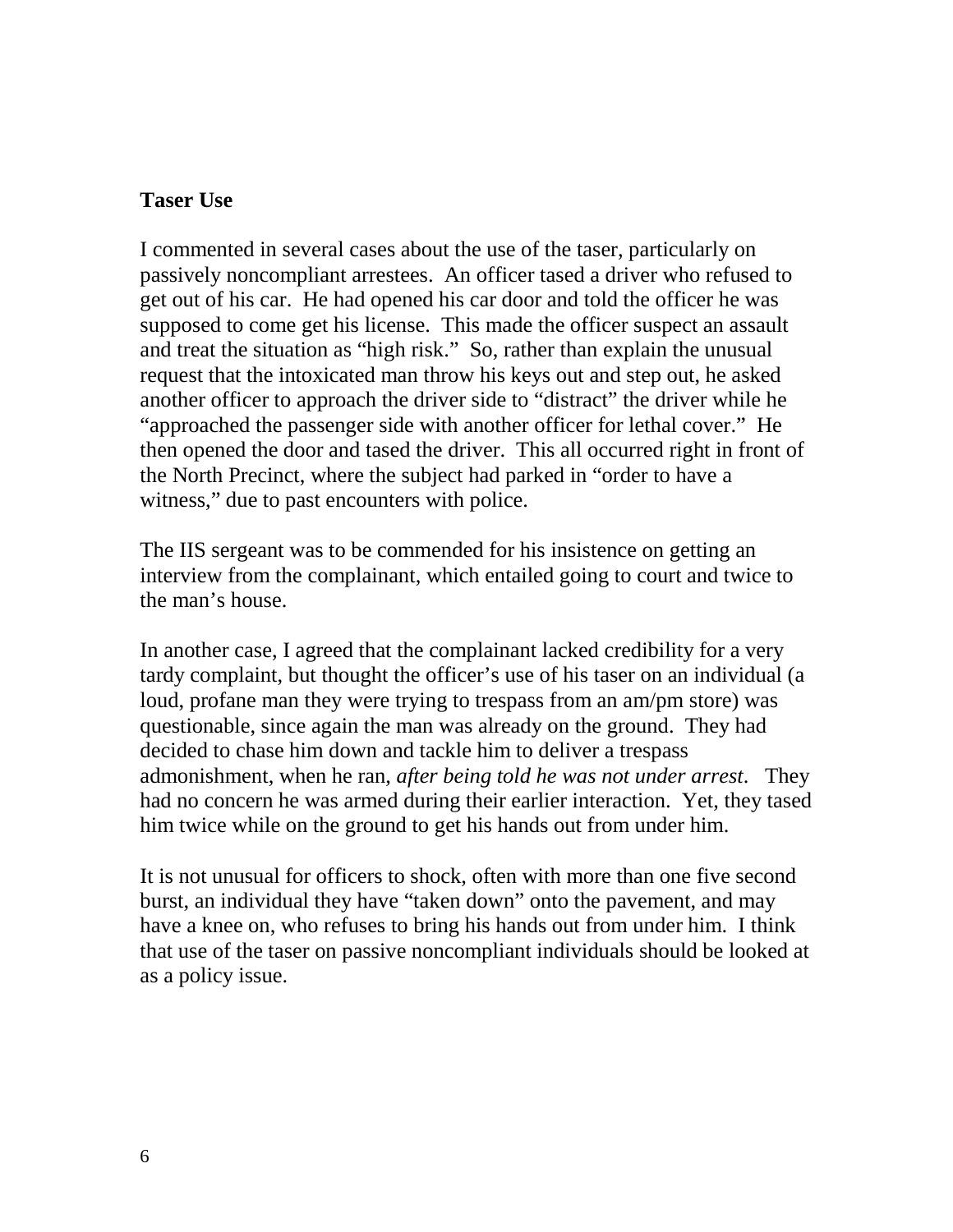**Taser Use**

I commented in several cases about the use of the taser, particularly on passively noncompliant arrestees. An officer tased a driver who refused to get out of his car. He had opened his car door and told the officer he was supposed to come get his license. This made the officer suspect an assault and treat the situation as "high risk." So, rather than explain the unusual request that the intoxicated man throw his keys out and step out, he asked another officer to approach the driver side to "distract" the driver while he "approached the passenger side with another officer for lethal cover." He then opened the door and tased the driver. This all occurred right in front of the North Precinct, where the subject had parked in "order to have a witness," due to past encounters with police.

The IIS sergeant was to be commended for his insistence on getting an interview from the complainant, which entailed going to court and twice to the man's house.

In another case, I agreed that the complainant lacked credibility for a very tardy complaint, but thought the officer's use of his taser on an individual (a loud, profane man they were trying to trespass from an am/pm store) was questionable, since again the man was already on the ground. They had decided to chase him down and tackle him to deliver a trespass admonishment, when he ran, *after being told he was not under arrest*. They had no concern he was armed during their earlier interaction. Yet, they tased him twice while on the ground to get his hands out from under him.

It is not unusual for officers to shock, often with more than one five second burst, an individual they have "taken down" onto the pavement, and may have a knee on, who refuses to bring his hands out from under him. I think that use of the taser on passive noncompliant individuals should be looked at as a policy issue.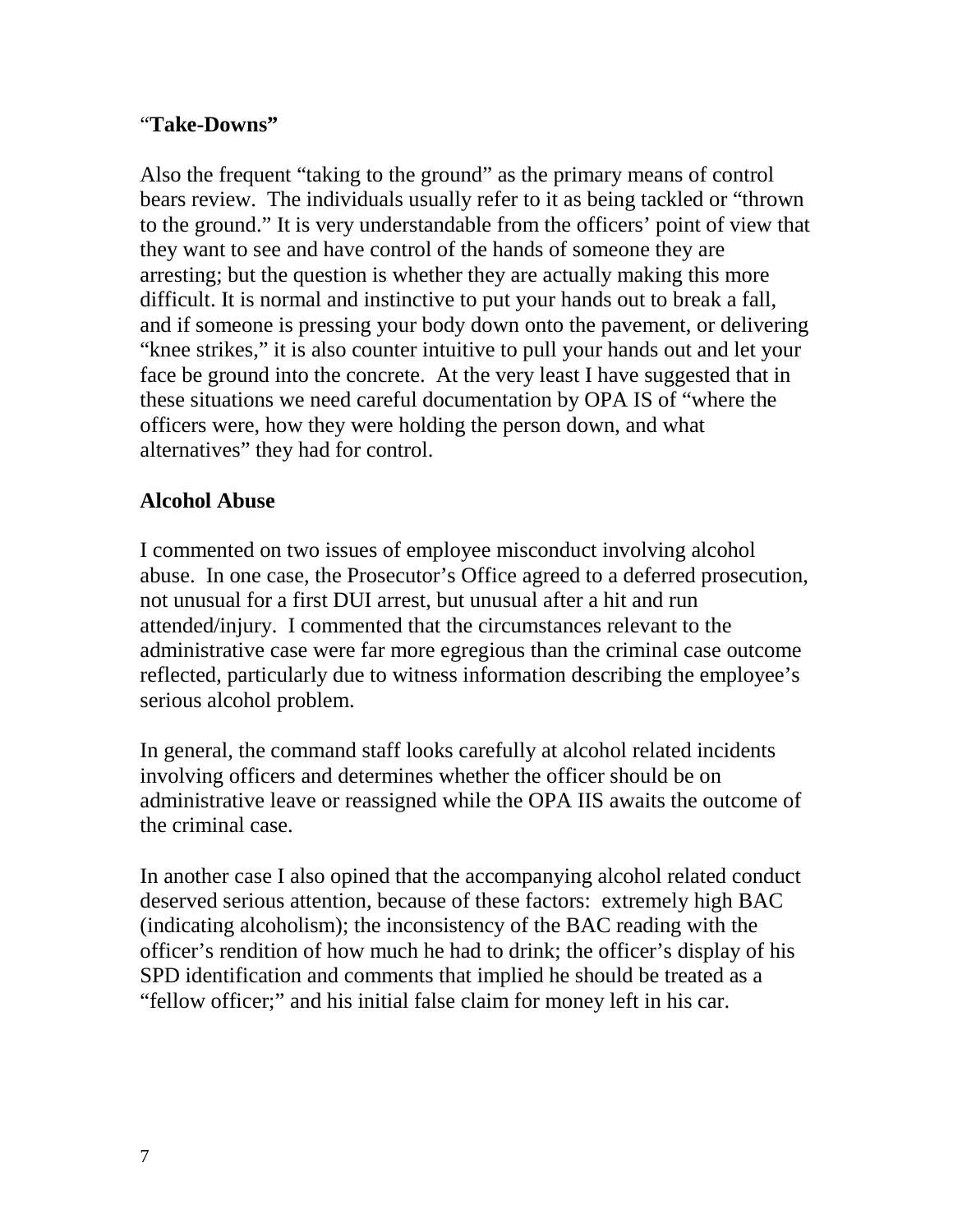## “**Take-Downs”**

Also the frequent “taking to the ground” as the primary means of control bears review. The individuals usually refer to it as being tackled or “thrown to the ground.” It is very understandable from the officers’ point of view that they want to see and have control of the hands of someone they are arresting; but the question is whether they are actually making this more difficult. It is normal and instinctive to put your hands out to break a fall, and if someone is pressing your body down onto the pavement, or delivering “knee strikes,” it is also counter intuitive to pull your hands out and let your face be ground into the concrete. At the very least I have suggested that in these situations we need careful documentation by OPA IS of “where the officers were, how they were holding the person down, and what alternatives” they had for control.

## **Alcohol Abuse**

I commented on two issues of employee misconduct involving alcohol abuse. In one case, the Prosecutor’s Office agreed to a deferred prosecution, not unusual for a first DUI arrest, but unusual after a hit and run attended/injury. I commented that the circumstances relevant to the administrative case were far more egregious than the criminal case outcome reflected, particularly due to witness information describing the employee’s serious alcohol problem.

In general, the command staff looks carefully at alcohol related incidents involving officers and determines whether the officer should be on administrative leave or reassigned while the OPA IIS awaits the outcome of the criminal case.

In another case I also opined that the accompanying alcohol related conduct deserved serious attention, because of these factors: extremely high BAC (indicating alcoholism); the inconsistency of the BAC reading with the officer’s rendition of how much he had to drink; the officer’s display of his SPD identification and comments that implied he should be treated as a “fellow officer;” and his initial false claim for money left in his car.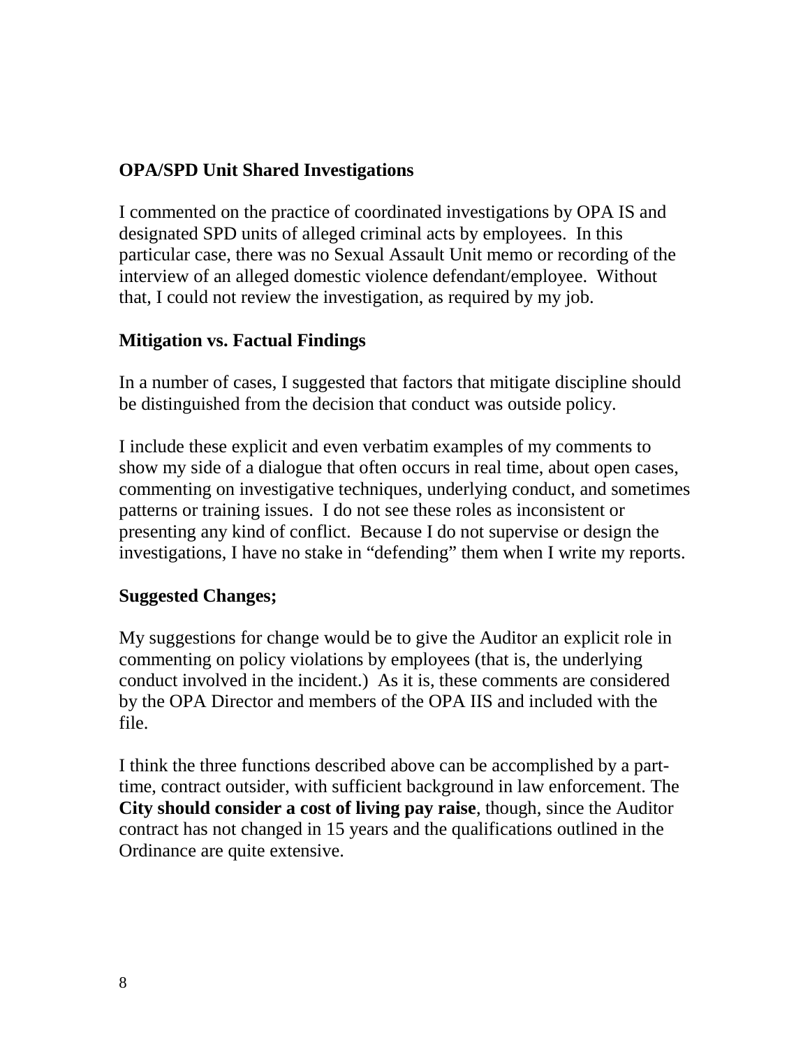**OPA/SPD Unit Shared Investigations**

I commented on the practice of coordinated investigations by OPA IS and designated SPD units of alleged criminal acts by employees. In this particular case, there was no Sexual Assault Unit memo or recording of the interview of an alleged domestic violence defendant/employee. Without that, I could not review the investigation, as required by my job.

**Mitigation vs. Factual Findings**

In a number of cases, I suggested that factors that mitigate discipline should be distinguished from the decision that conduct was outside policy.

I include these explicit and even verbatim examples of my comments to show my side of a dialogue that often occurs in real time, about open cases, commenting on investigative techniques, underlying conduct, and sometimes patterns or training issues. I do not see these roles as inconsistent or presenting any kind of conflict. Because I do not supervise or design the investigations, I have no stake in "defending" them when I write my reports.

**Suggested Changes;**

My suggestions for change would be to give the Auditor an explicit role in commenting on policy violations by employees (that is, the underlying conduct involved in the incident.) As it is, these comments are considered by the OPA Director and members of the OPA IIS and included with the file.

I think the three functions described above can be accomplished by a part-time, contract outsider, with sufficient background in law enforcement. The **City should consider a cost of living pay raise**, though, since the Auditor contract has not changed in 15 years and the qualifications outlined in the Ordinance are quite extensive.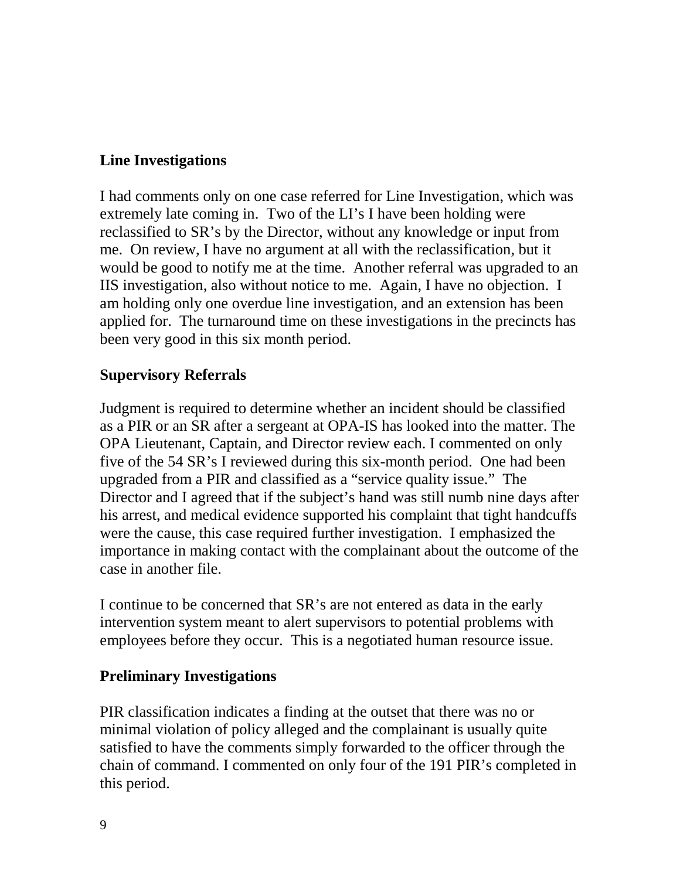## Line Investigations

I had comments only on one case referred for Line Investigation, which was extremely late coming in. Two of the LI's I have been holding were reclassified to SR's by the Director, without any knowledge or input from me. On review, I have no argument at all with the reclassification, but it would be good to notify me at the time. Another referral was upgraded to an IIS investigation, also without notice to me. Again, I have no objection. I am holding only one overdue line investigation, and an extension has been applied for. The turnaround time on these investigations in the precincts has been very good in this six month period.

## Supervisory Referrals

Judgment is required to determine whether an incident should be classified as a PIR or an SR after a sergeant at OPA-IS has looked into the matter. The OPA Lieutenant, Captain, and Director review each. I commented on only five of the 54 SR's I reviewed during this six-month period. One had been upgraded from a PIR and classified as a "service quality issue." The Director and I agreed that if the subject's hand was still numb nine days after his arrest, and medical evidence supported his complaint that tight handcuffs were the cause, this case required further investigation. I emphasized the importance in making contact with the complainant about the outcome of the case in another file.

I continue to be concerned that SR's are not entered as data in the early intervention system meant to alert supervisors to potential problems with employees before they occur. This is a negotiated human resource issue.

## Preliminary Investigations

PIR classification indicates a finding at the outset that there was no or minimal violation of policy alleged and the complainant is usually quite satisfied to have the comments simply forwarded to the officer through the chain of command. I commented on only four of the 191 PIR's completed in this period.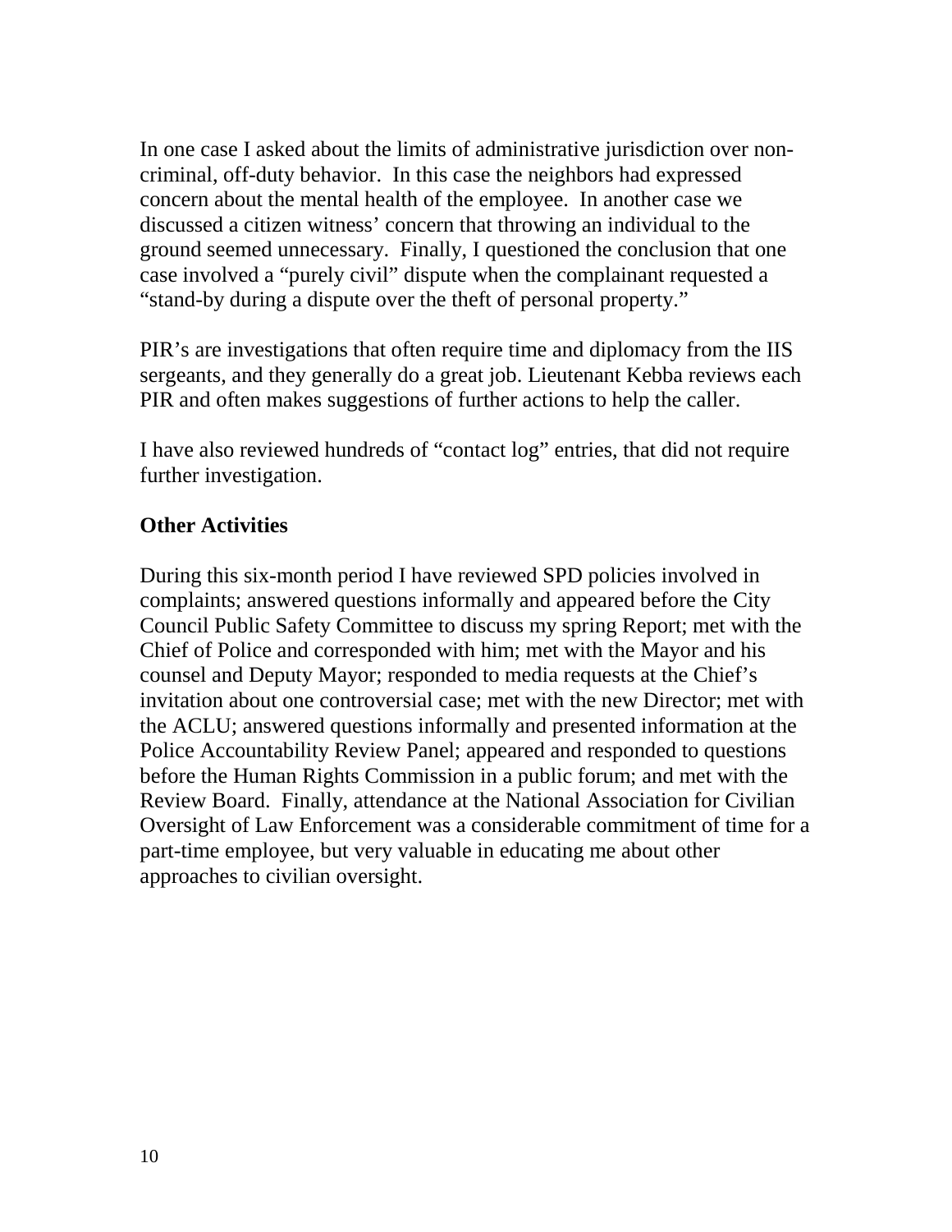In one case I asked about the limits of administrative jurisdiction over non-criminal, off-duty behavior. In this case the neighbors had expressed concern about the mental health of the employee. In another case we discussed a citizen witness' concern that throwing an individual to the ground seemed unnecessary. Finally, I questioned the conclusion that one case involved a "purely civil" dispute when the complainant requested a "stand-by during a dispute over the theft of personal property."

PIR's are investigations that often require time and diplomacy from the IIS sergeants, and they generally do a great job. Lieutenant Kebba reviews each PIR and often makes suggestions of further actions to help the caller.

I have also reviewed hundreds of "contact log" entries, that did not require further investigation.

**Other Activities**

During this six-month period I have reviewed SPD policies involved in complaints; answered questions informally and appeared before the City Council Public Safety Committee to discuss my spring Report; met with the Chief of Police and corresponded with him; met with the Mayor and his counsel and Deputy Mayor; responded to media requests at the Chief's invitation about one controversial case; met with the new Director; met with the ACLU; answered questions informally and presented information at the Police Accountability Review Panel; appeared and responded to questions before the Human Rights Commission in a public forum; and met with the Review Board. Finally, attendance at the National Association for Civilian Oversight of Law Enforcement was a considerable commitment of time for a part-time employee, but very valuable in educating me about other approaches to civilian oversight.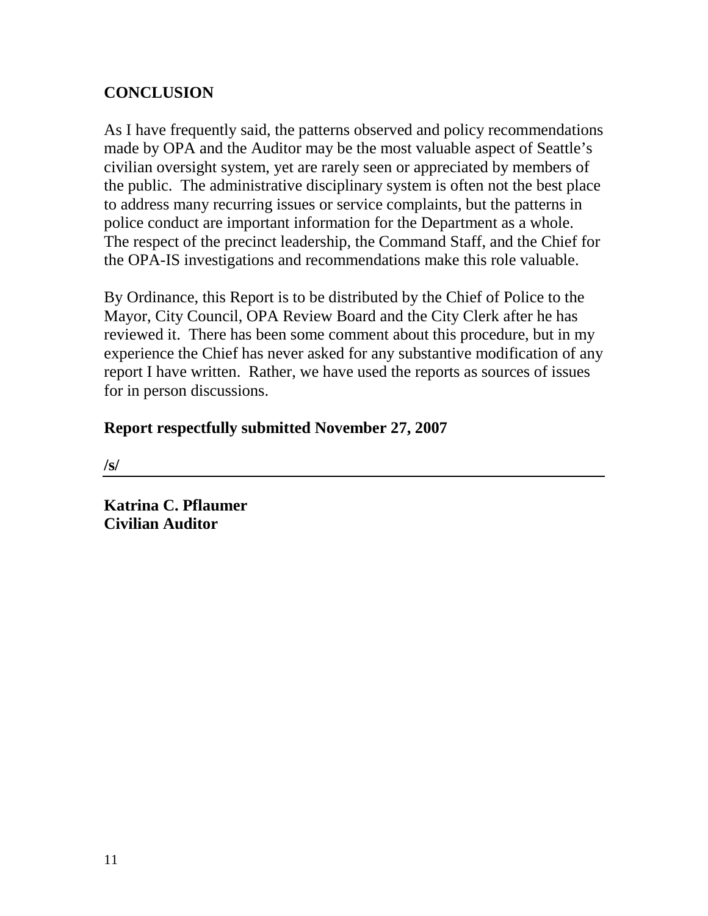## CONCLUSION

As I have frequently said, the patterns observed and policy recommendations made by OPA and the Auditor may be the most valuable aspect of Seattle's civilian oversight system, yet are rarely seen or appreciated by members of the public. The administrative disciplinary system is often not the best place to address many recurring issues or service complaints, but the patterns in police conduct are important information for the Department as a whole. The respect of the precinct leadership, the Command Staff, and the Chief for the OPA-IS investigations and recommendations make this role valuable.

By Ordinance, this Report is to be distributed by the Chief of Police to the Mayor, City Council, OPA Review Board and the City Clerk after he has reviewed it. There has been some comment about this procedure, but in my experience the Chief has never asked for any substantive modification of any report I have written. Rather, we have used the reports as sources of issues for in person discussions.

**Report respectfully submitted November 27, 2007**

**/s/**

**Katrina C. Pflaumer**
**Civilian Auditor**